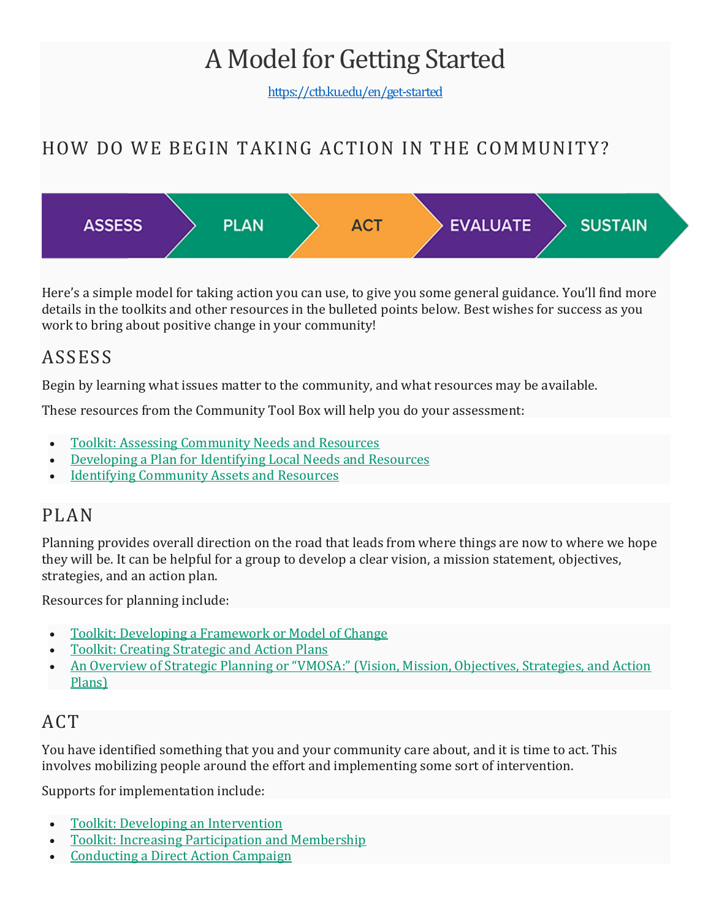# A Model for Getting Started

https://ctb.ku.edu/en/get-started

## HOW DO WE BEGIN TAKING ACTION IN THE COMMUNITY?

ASSESS → PLAN → ACT → EVALUATE → SUSTAIN

Here's a simple model for taking action you can use, to give you some general guidance. You'll find more details in the toolkits and other resources in the bulleted points below. Best wishes for success as you work to bring about positive change in your community!

## ASSESS

Begin by learning what issues matter to the community, and what resources may be available.

These resources from the Community Tool Box will help you do your assessment:

- Toolkit: Assessing Community Needs and Resources
- Developing a Plan for Identifying Local Needs and Resources
- Identifying Community Assets and Resources

## PLAN

Planning provides overall direction on the road that leads from where things are now to where we hope they will be. It can be helpful for a group to develop a clear vision, a mission statement, objectives, strategies, and an action plan.

Resources for planning include:

- Toolkit: Developing a Framework or Model of Change
- Toolkit: Creating Strategic and Action Plans
- An Overview of Strategic Planning or "VMOSA:" (Vision, Mission, Objectives, Strategies, and Action Plans)

## ACT

You have identified something that you and your community care about, and it is time to act. This involves mobilizing people around the effort and implementing some sort of intervention.

Supports for implementation include:

- Toolkit: Developing an Intervention
- Toolkit: Increasing Participation and Membership
- Conducting a Direct Action Campaign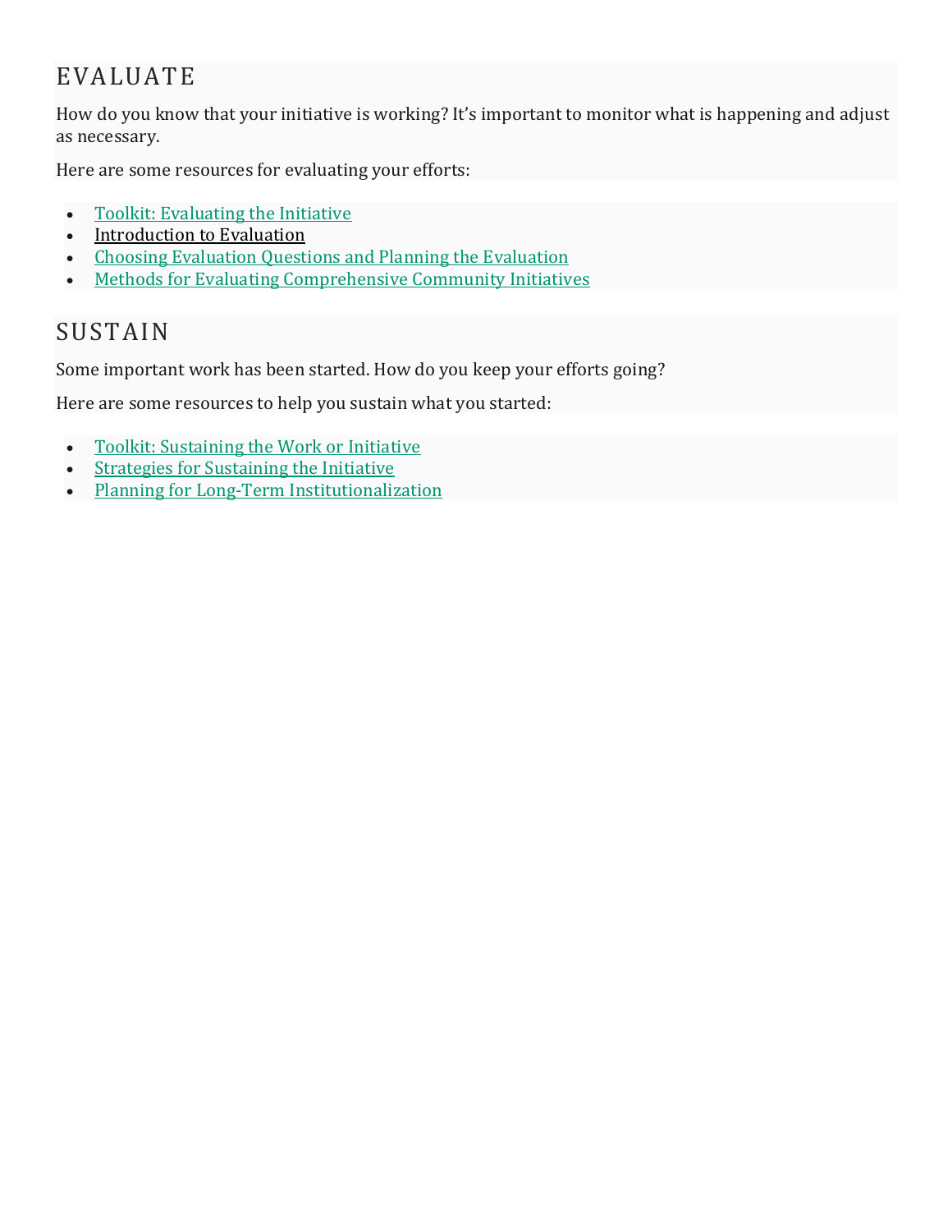## EVALUATE

How do you know that your initiative is working? It's important to monitor what is happening and adjust as necessary.

Here are some resources for evaluating your efforts:

- Toolkit: Evaluating the Initiative
- Introduction to Evaluation
- Choosing Evaluation Questions and Planning the Evaluation
- Methods for Evaluating Comprehensive Community Initiatives

## SUSTAIN

Some important work has been started. How do you keep your efforts going?

Here are some resources to help you sustain what you started:

- Toolkit: Sustaining the Work or Initiative
- Strategies for Sustaining the Initiative
- Planning for Long-Term Institutionalization